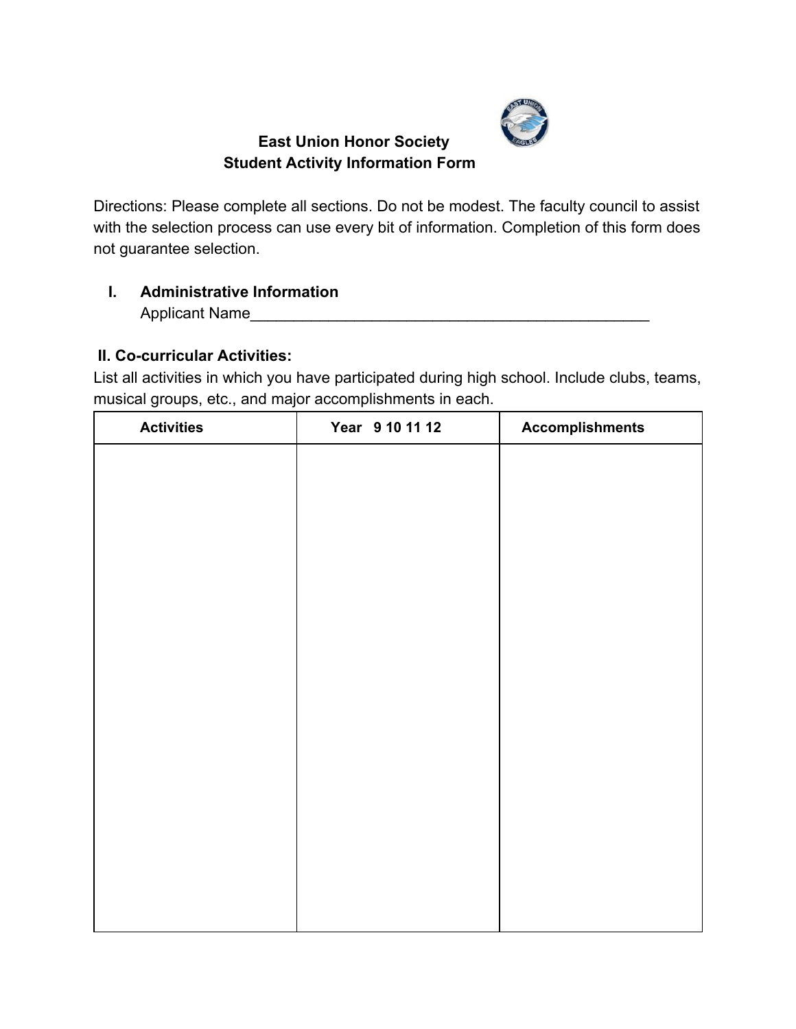# East Union Honor Society
## Student Activity Information Form

Directions: Please complete all sections. Do not be modest. The faculty council to assist with the selection process can use every bit of information. Completion of this form does not guarantee selection.

### I. Administrative Information

Applicant Name_______________________________________________

### II. Co-curricular Activities:

List all activities in which you have participated during high school. Include clubs, teams, musical groups, etc., and major accomplishments in each.

| Activities | Year 9 10 11 12 | Accomplishments |
|---|---|---|
| | | |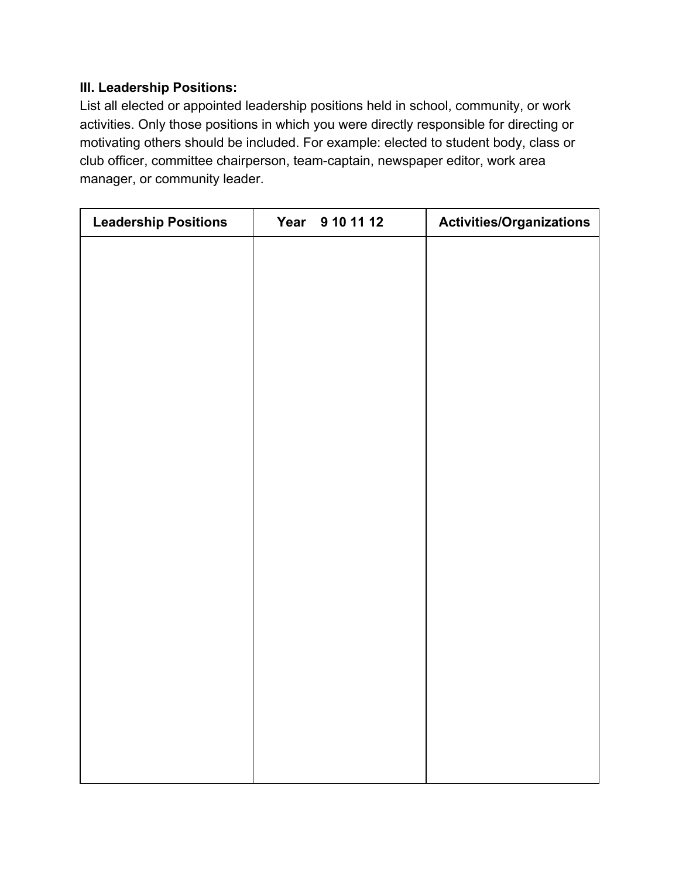**III. Leadership Positions:**

List all elected or appointed leadership positions held in school, community, or work activities. Only those positions in which you were directly responsible for directing or motivating others should be included. For example: elected to student body, class or club officer, committee chairperson, team-captain, newspaper editor, work area manager, or community leader.

| Leadership Positions | Year 9 10 11 12 | Activities/Organizations |
|---|---|---|
| | | |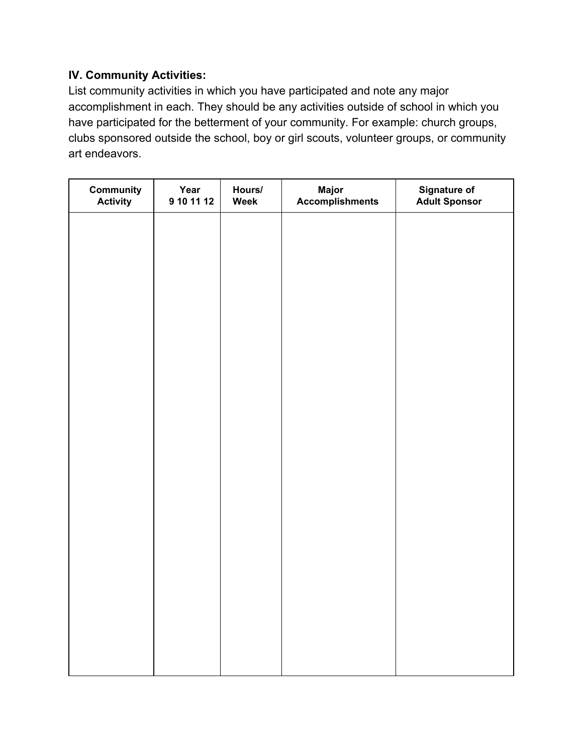**IV. Community Activities:**

List community activities in which you have participated and note any major accomplishment in each. They should be any activities outside of school in which you have participated for the betterment of your community. For example: church groups, clubs sponsored outside the school, boy or girl scouts, volunteer groups, or community art endeavors.

| Community Activity | Year 9 10 11 12 | Hours/ Week | Major Accomplishments | Signature of Adult Sponsor |
| --- | --- | --- | --- | --- |
| | | | | |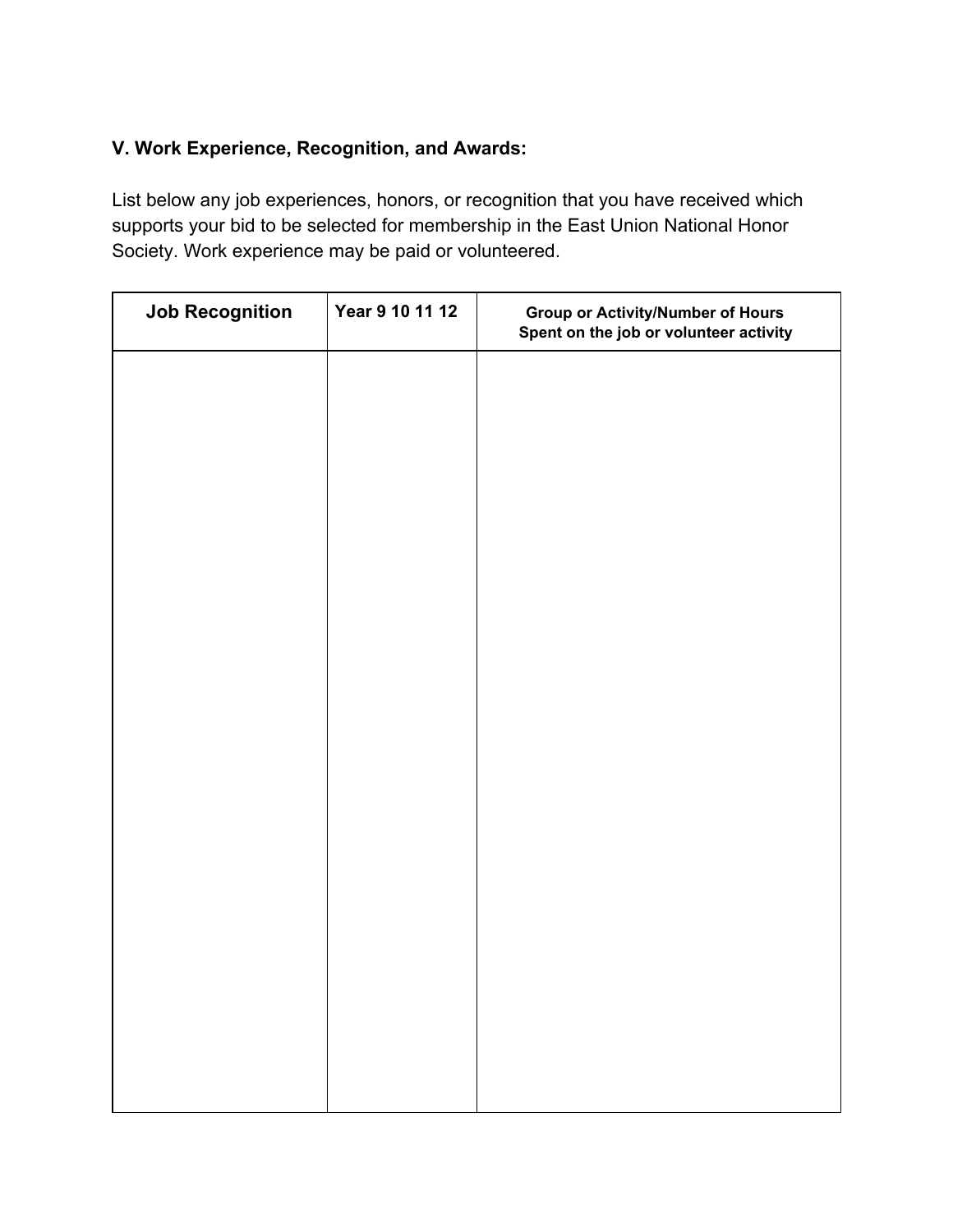**V. Work Experience, Recognition, and Awards:**

List below any job experiences, honors, or recognition that you have received which supports your bid to be selected for membership in the East Union National Honor Society. Work experience may be paid or volunteered.

| Job Recognition | Year 9 10 11 12 | Group or Activity/Number of Hours Spent on the job or volunteer activity |
|---|---|---|
| | | |